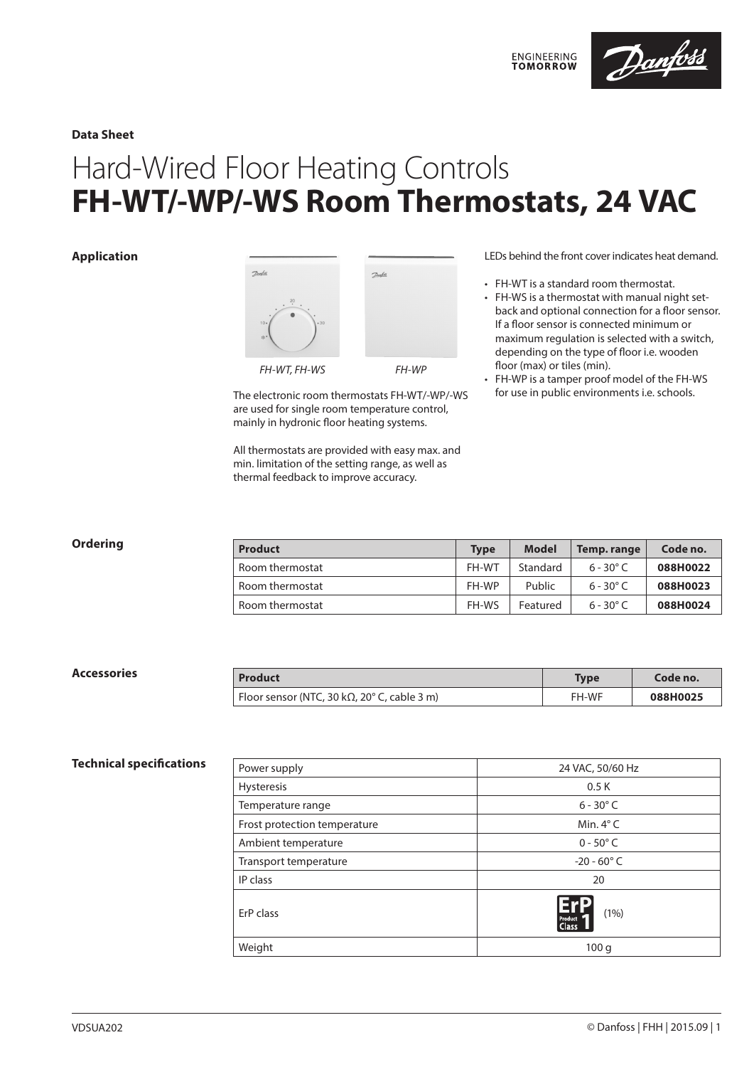**Data Sheet**

# Hard-Wired Floor Heating Controls
# **FH-WT/-WP/-WS Room Thermostats, 24 VAC**

## Application

*FH-WT, FH-WS* *FH-WP*

The electronic room thermostats FH-WT/-WP/-WS are used for single room temperature control, mainly in hydronic floor heating systems.

All thermostats are provided with easy max. and min. limitation of the setting range, as well as thermal feedback to improve accuracy.

LEDs behind the front cover indicates heat demand.

- FH-WT is a standard room thermostat.
- FH-WS is a thermostat with manual night set-back and optional connection for a floor sensor. If a floor sensor is connected minimum or maximum regulation is selected with a switch, depending on the type of floor i.e. wooden floor (max) or tiles (min).
- FH-WP is a tamper proof model of the FH-WS for use in public environments i.e. schools.

## Ordering

| Product | Type | Model | Temp. range | Code no. |
|---|---|---|---|---|
| Room thermostat | FH-WT | Standard | 6 - 30° C | **088H0022** |
| Room thermostat | FH-WP | Public | 6 - 30° C | **088H0023** |
| Room thermostat | FH-WS | Featured | 6 - 30° C | **088H0024** |

## Accessories

| Product | Type | Code no. |
|---|---|---|
| Floor sensor (NTC, 30 kΩ, 20° C, cable 3 m) | FH-WF | **088H0025** |

## Technical specifications

| | |
|---|---|
| Power supply | 24 VAC, 50/60 Hz |
| Hysteresis | 0.5 K |
| Temperature range | 6 - 30° C |
| Frost protection temperature | Min. 4° C |
| Ambient temperature | 0 - 50° C |
| Transport temperature | -20 - 60° C |
| IP class | 20 |
| ErP class | ErP Product Class 1 (1%) |
| Weight | 100 g |

VDSUA202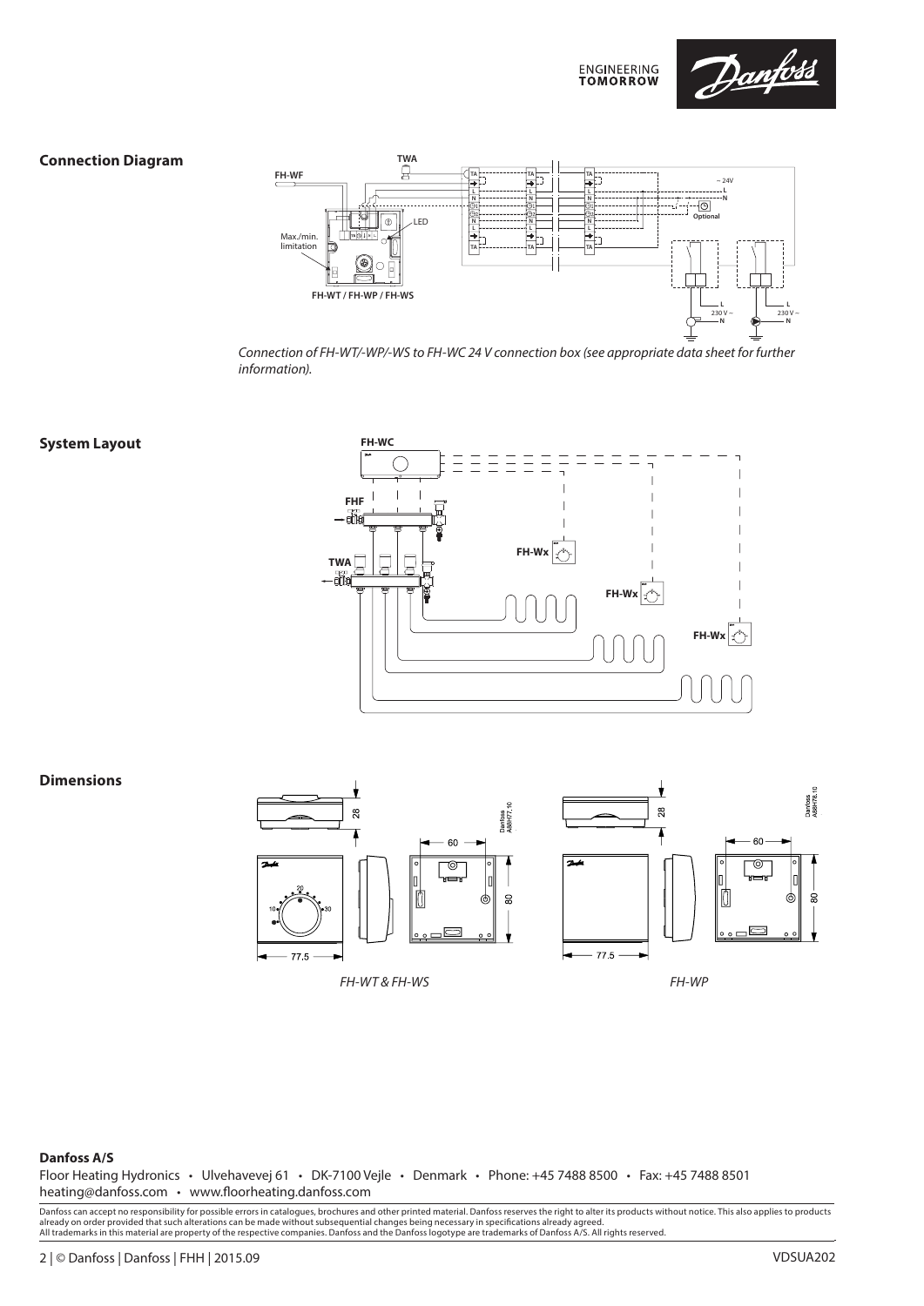## Connection Diagram

TWA

FH-WF

LED

Max./min. limitation

FH-WT / FH-WP / FH-WS

~ 24V

L

N

Optional

L 230 V ~ N

L 230 V ~ N

*Connection of FH-WT/-WP/-WS to FH-WC 24 V connection box (see appropriate data sheet for further information).*

## System Layout

FH-WC

FHF

TWA

FH-Wx

FH-Wx

FH-Wx

## Dimensions

28

60

80

77.5

28

60

80

77.5

*FH-WT & FH-WS*

*FH-WP*

**Danfoss A/S**

Floor Heating Hydronics • Ulvehavevej 61 • DK-7100 Vejle • Denmark • Phone: +45 7488 8500 • Fax: +45 7488 8501
heating@danfoss.com • www.floorheating.danfoss.com

Danfoss can accept no responsibility for possible errors in catalogues, brochures and other printed material. Danfoss reserves the right to alter its products without notice. This also applies to products already on order provided that such alterations can be made without subsequential changes being necessary in specifications already agreed.
All trademarks in this material are property of the respective companies. Danfoss and the Danfoss logotype are trademarks of Danfoss A/S. All rights reserved.